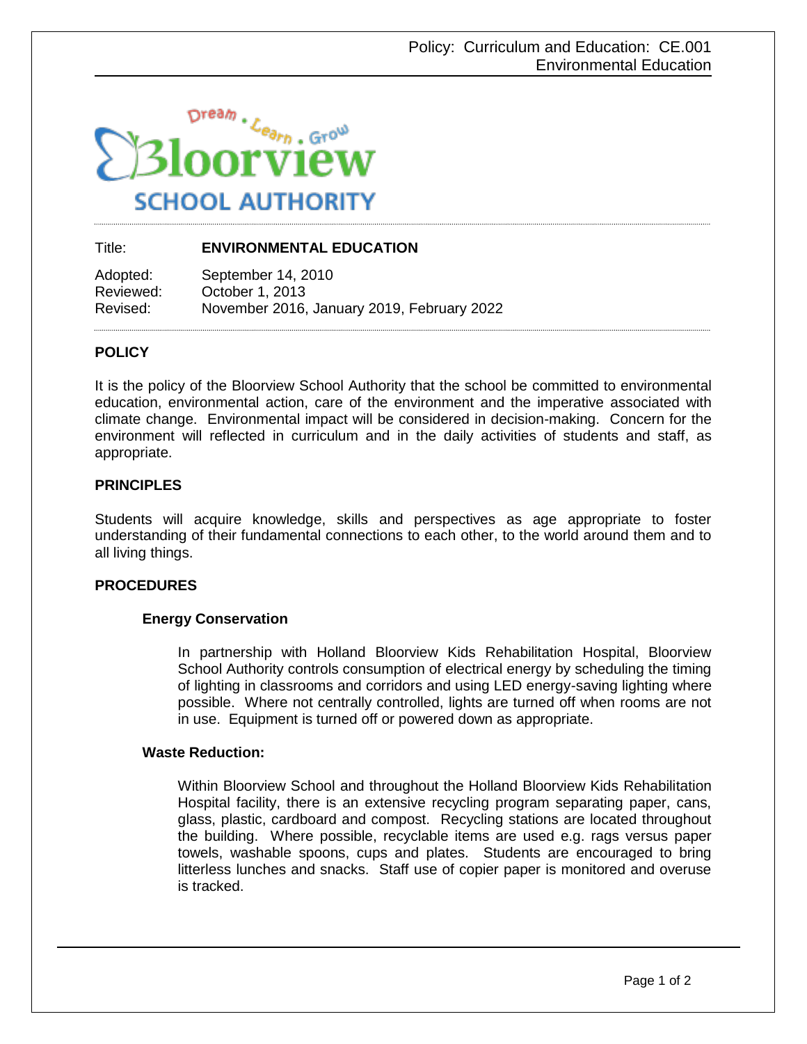Policy: Curriculum and Education: CE.001
Environmental Education

Bloorview SCHOOL AUTHORITY

Dream • Learn • Grow

| | |
|---|---|
| Title: | **ENVIRONMENTAL EDUCATION** |
| Adopted: | September 14, 2010 |
| Reviewed: | October 1, 2013 |
| Revised: | November 2016, January 2019, February 2022 |

## POLICY

It is the policy of the Bloorview School Authority that the school be committed to environmental education, environmental action, care of the environment and the imperative associated with climate change. Environmental impact will be considered in decision-making. Concern for the environment will reflected in curriculum and in the daily activities of students and staff, as appropriate.

## PRINCIPLES

Students will acquire knowledge, skills and perspectives as age appropriate to foster understanding of their fundamental connections to each other, to the world around them and to all living things.

## PROCEDURES

### Energy Conservation

In partnership with Holland Bloorview Kids Rehabilitation Hospital, Bloorview School Authority controls consumption of electrical energy by scheduling the timing of lighting in classrooms and corridors and using LED energy-saving lighting where possible. Where not centrally controlled, lights are turned off when rooms are not in use. Equipment is turned off or powered down as appropriate.

### Waste Reduction:

Within Bloorview School and throughout the Holland Bloorview Kids Rehabilitation Hospital facility, there is an extensive recycling program separating paper, cans, glass, plastic, cardboard and compost. Recycling stations are located throughout the building. Where possible, recyclable items are used e.g. rags versus paper towels, washable spoons, cups and plates. Students are encouraged to bring litterless lunches and snacks. Staff use of copier paper is monitored and overuse is tracked.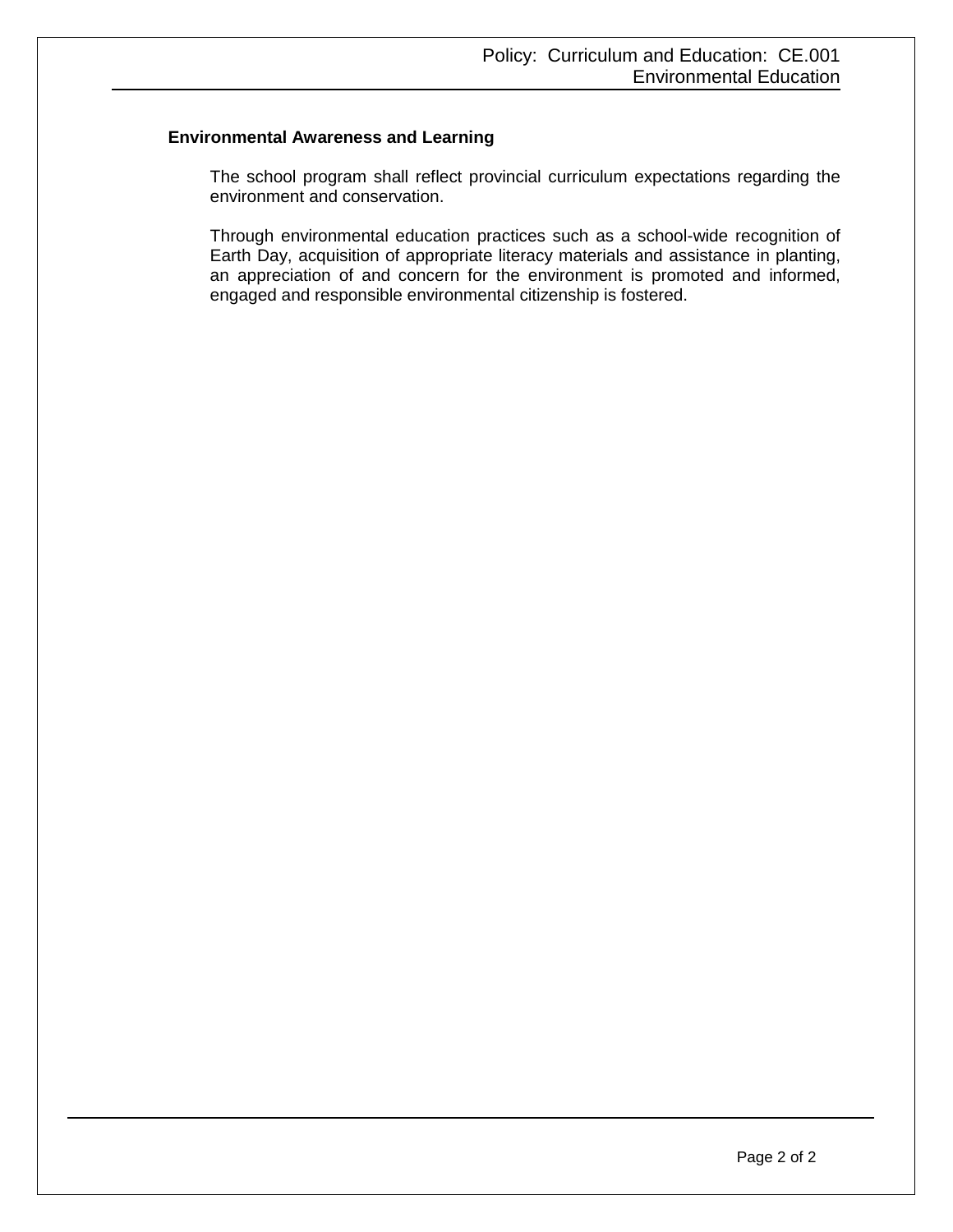## Environmental Awareness and Learning

The school program shall reflect provincial curriculum expectations regarding the environment and conservation.

Through environmental education practices such as a school-wide recognition of Earth Day, acquisition of appropriate literacy materials and assistance in planting, an appreciation of and concern for the environment is promoted and informed, engaged and responsible environmental citizenship is fostered.